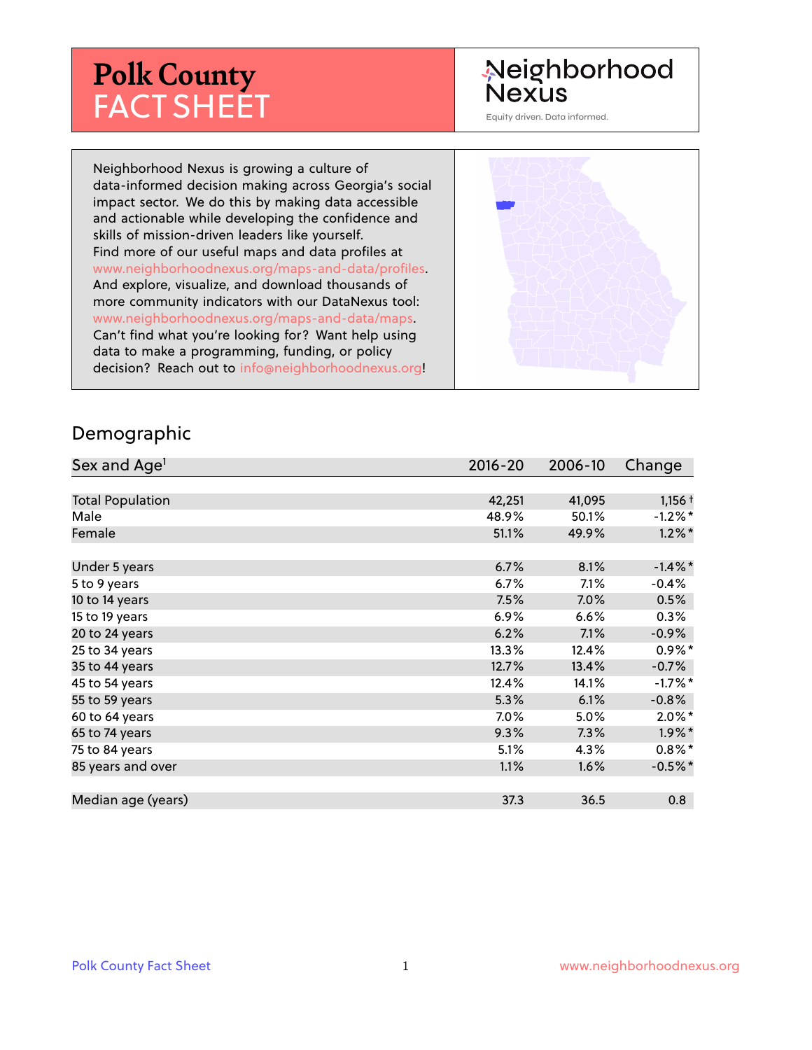# Polk County FACT SHEET

Neighborhood Nexus

Equity driven. Data informed.

Neighborhood Nexus is growing a culture of data-informed decision making across Georgia's social impact sector. We do this by making data accessible and actionable while developing the confidence and skills of mission-driven leaders like yourself. Find more of our useful maps and data profiles at www.neighborhoodnexus.org/maps-and-data/profiles. And explore, visualize, and download thousands of more community indicators with our DataNexus tool: www.neighborhoodnexus.org/maps-and-data/maps. Can't find what you're looking for? Want help using data to make a programming, funding, or policy decision? Reach out to info@neighborhoodnexus.org!

## Demographic

| Sex and Age[1] | 2016-20 | 2006-10 | Change |
|---|---|---|---|
| Total Population | 42,251 | 41,095 | 1,156 † |
| Male | 48.9% | 50.1% | -1.2% * |
| Female | 51.1% | 49.9% | 1.2% * |
| | | | |
| Under 5 years | 6.7% | 8.1% | -1.4% * |
| 5 to 9 years | 6.7% | 7.1% | -0.4% |
| 10 to 14 years | 7.5% | 7.0% | 0.5% |
| 15 to 19 years | 6.9% | 6.6% | 0.3% |
| 20 to 24 years | 6.2% | 7.1% | -0.9% |
| 25 to 34 years | 13.3% | 12.4% | 0.9% * |
| 35 to 44 years | 12.7% | 13.4% | -0.7% |
| 45 to 54 years | 12.4% | 14.1% | -1.7% * |
| 55 to 59 years | 5.3% | 6.1% | -0.8% |
| 60 to 64 years | 7.0% | 5.0% | 2.0% * |
| 65 to 74 years | 9.3% | 7.3% | 1.9% * |
| 75 to 84 years | 5.1% | 4.3% | 0.8% * |
| 85 years and over | 1.1% | 1.6% | -0.5% * |
| | | | |
| Median age (years) | 37.3 | 36.5 | 0.8 |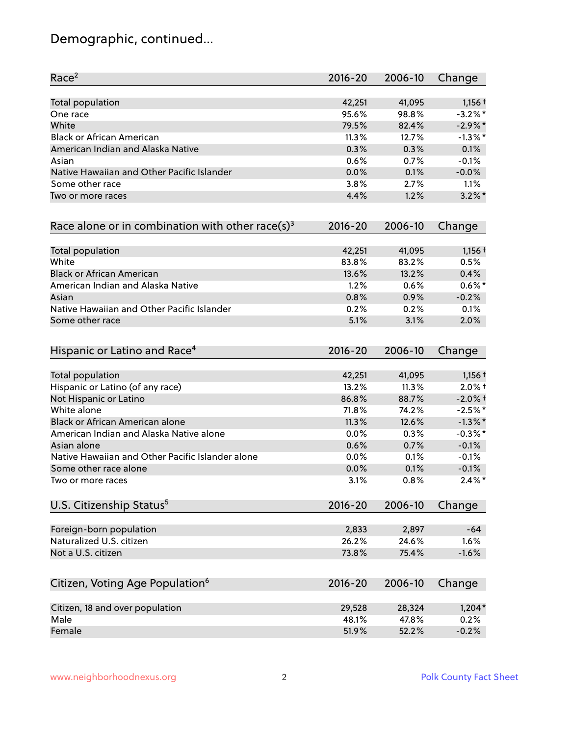# Demographic, continued...

| Race[2] | 2016-20 | 2006-10 | Change |
|---|---|---|---|
| Total population | 42,251 | 41,095 | 1,156 † |
| One race | 95.6% | 98.8% | -3.2% * |
| White | 79.5% | 82.4% | -2.9% * |
| Black or African American | 11.3% | 12.7% | -1.3% * |
| American Indian and Alaska Native | 0.3% | 0.3% | 0.1% |
| Asian | 0.6% | 0.7% | -0.1% |
| Native Hawaiian and Other Pacific Islander | 0.0% | 0.1% | -0.0% |
| Some other race | 3.8% | 2.7% | 1.1% |
| Two or more races | 4.4% | 1.2% | 3.2% * |

| Race alone or in combination with other race(s)[3] | 2016-20 | 2006-10 | Change |
|---|---|---|---|
| Total population | 42,251 | 41,095 | 1,156 † |
| White | 83.8% | 83.2% | 0.5% |
| Black or African American | 13.6% | 13.2% | 0.4% |
| American Indian and Alaska Native | 1.2% | 0.6% | 0.6% * |
| Asian | 0.8% | 0.9% | -0.2% |
| Native Hawaiian and Other Pacific Islander | 0.2% | 0.2% | 0.1% |
| Some other race | 5.1% | 3.1% | 2.0% |

| Hispanic or Latino and Race[4] | 2016-20 | 2006-10 | Change |
|---|---|---|---|
| Total population | 42,251 | 41,095 | 1,156 † |
| Hispanic or Latino (of any race) | 13.2% | 11.3% | 2.0% † |
| Not Hispanic or Latino | 86.8% | 88.7% | -2.0% † |
| White alone | 71.8% | 74.2% | -2.5% * |
| Black or African American alone | 11.3% | 12.6% | -1.3% * |
| American Indian and Alaska Native alone | 0.0% | 0.3% | -0.3% * |
| Asian alone | 0.6% | 0.7% | -0.1% |
| Native Hawaiian and Other Pacific Islander alone | 0.0% | 0.1% | -0.1% |
| Some other race alone | 0.0% | 0.1% | -0.1% |
| Two or more races | 3.1% | 0.8% | 2.4% * |

| U.S. Citizenship Status[5] | 2016-20 | 2006-10 | Change |
|---|---|---|---|
| Foreign-born population | 2,833 | 2,897 | -64 |
| Naturalized U.S. citizen | 26.2% | 24.6% | 1.6% |
| Not a U.S. citizen | 73.8% | 75.4% | -1.6% |

| Citizen, Voting Age Population[6] | 2016-20 | 2006-10 | Change |
|---|---|---|---|
| Citizen, 18 and over population | 29,528 | 28,324 | 1,204 * |
| Male | 48.1% | 47.8% | 0.2% |
| Female | 51.9% | 52.2% | -0.2% |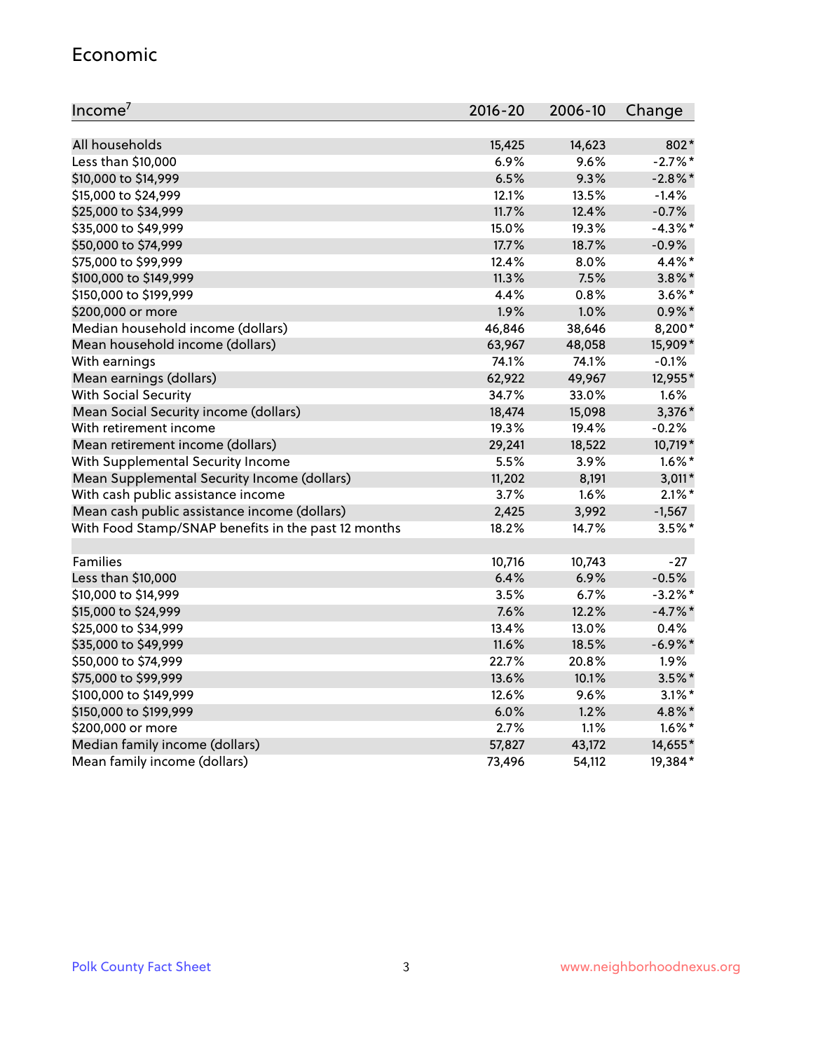## Economic

| Income[7] | 2016-20 | 2006-10 | Change |
|---|---|---|---|
| All households | 15,425 | 14,623 | 802* |
| Less than $10,000 | 6.9% | 9.6% | -2.7%* |
| $10,000 to $14,999 | 6.5% | 9.3% | -2.8%* |
| $15,000 to $24,999 | 12.1% | 13.5% | -1.4% |
| $25,000 to $34,999 | 11.7% | 12.4% | -0.7% |
| $35,000 to $49,999 | 15.0% | 19.3% | -4.3%* |
| $50,000 to $74,999 | 17.7% | 18.7% | -0.9% |
| $75,000 to $99,999 | 12.4% | 8.0% | 4.4%* |
| $100,000 to $149,999 | 11.3% | 7.5% | 3.8%* |
| $150,000 to $199,999 | 4.4% | 0.8% | 3.6%* |
| $200,000 or more | 1.9% | 1.0% | 0.9%* |
| Median household income (dollars) | 46,846 | 38,646 | 8,200* |
| Mean household income (dollars) | 63,967 | 48,058 | 15,909* |
| With earnings | 74.1% | 74.1% | -0.1% |
| Mean earnings (dollars) | 62,922 | 49,967 | 12,955* |
| With Social Security | 34.7% | 33.0% | 1.6% |
| Mean Social Security income (dollars) | 18,474 | 15,098 | 3,376* |
| With retirement income | 19.3% | 19.4% | -0.2% |
| Mean retirement income (dollars) | 29,241 | 18,522 | 10,719* |
| With Supplemental Security Income | 5.5% | 3.9% | 1.6%* |
| Mean Supplemental Security Income (dollars) | 11,202 | 8,191 | 3,011* |
| With cash public assistance income | 3.7% | 1.6% | 2.1%* |
| Mean cash public assistance income (dollars) | 2,425 | 3,992 | -1,567 |
| With Food Stamp/SNAP benefits in the past 12 months | 18.2% | 14.7% | 3.5%* |
| | | | |
| Families | 10,716 | 10,743 | -27 |
| Less than $10,000 | 6.4% | 6.9% | -0.5% |
| $10,000 to $14,999 | 3.5% | 6.7% | -3.2%* |
| $15,000 to $24,999 | 7.6% | 12.2% | -4.7%* |
| $25,000 to $34,999 | 13.4% | 13.0% | 0.4% |
| $35,000 to $49,999 | 11.6% | 18.5% | -6.9%* |
| $50,000 to $74,999 | 22.7% | 20.8% | 1.9% |
| $75,000 to $99,999 | 13.6% | 10.1% | 3.5%* |
| $100,000 to $149,999 | 12.6% | 9.6% | 3.1%* |
| $150,000 to $199,999 | 6.0% | 1.2% | 4.8%* |
| $200,000 or more | 2.7% | 1.1% | 1.6%* |
| Median family income (dollars) | 57,827 | 43,172 | 14,655* |
| Mean family income (dollars) | 73,496 | 54,112 | 19,384* |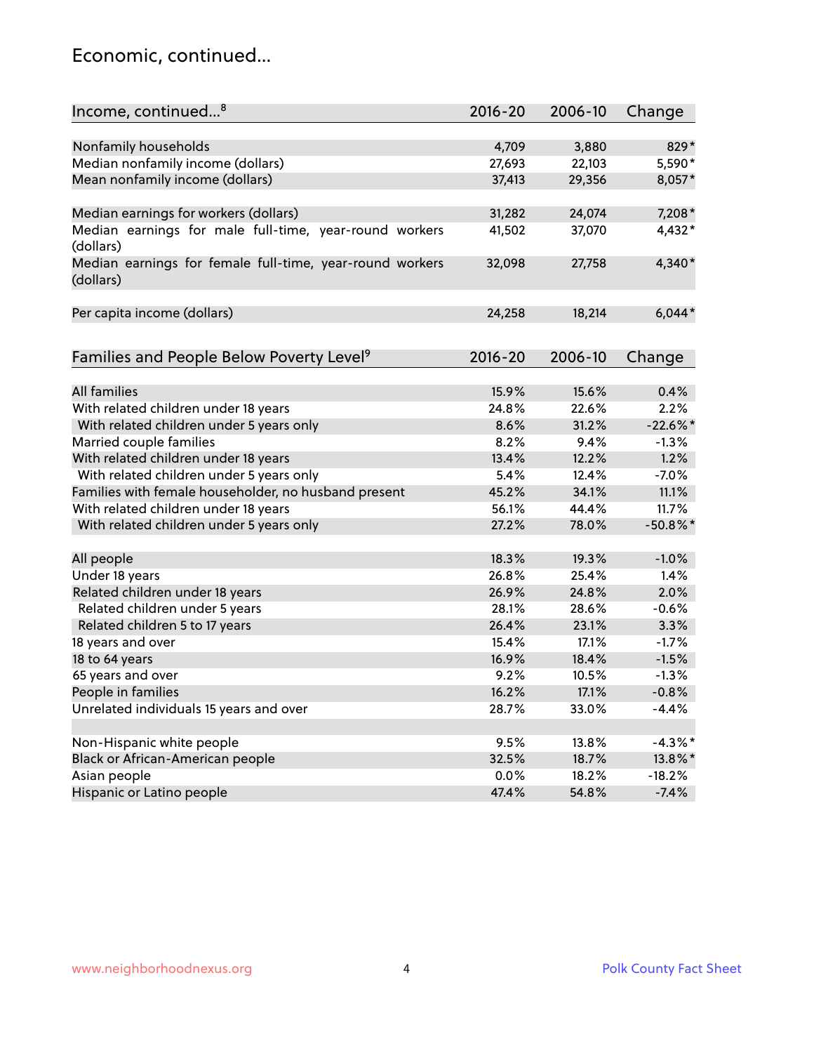## Economic, continued...

| Income, continued...[8] | 2016-20 | 2006-10 | Change |
|---|---|---|---|
| Nonfamily households | 4,709 | 3,880 | 829* |
| Median nonfamily income (dollars) | 27,693 | 22,103 | 5,590* |
| Mean nonfamily income (dollars) | 37,413 | 29,356 | 8,057* |
| Median earnings for workers (dollars) | 31,282 | 24,074 | 7,208* |
| Median earnings for male full-time, year-round workers (dollars) | 41,502 | 37,070 | 4,432* |
| Median earnings for female full-time, year-round workers (dollars) | 32,098 | 27,758 | 4,340* |
| Per capita income (dollars) | 24,258 | 18,214 | 6,044* |

| Families and People Below Poverty Level[9] | 2016-20 | 2006-10 | Change |
|---|---|---|---|
| All families | 15.9% | 15.6% | 0.4% |
| With related children under 18 years | 24.8% | 22.6% | 2.2% |
| With related children under 5 years only | 8.6% | 31.2% | -22.6%* |
| Married couple families | 8.2% | 9.4% | -1.3% |
| With related children under 18 years | 13.4% | 12.2% | 1.2% |
| With related children under 5 years only | 5.4% | 12.4% | -7.0% |
| Families with female householder, no husband present | 45.2% | 34.1% | 11.1% |
| With related children under 18 years | 56.1% | 44.4% | 11.7% |
| With related children under 5 years only | 27.2% | 78.0% | -50.8%* |
| All people | 18.3% | 19.3% | -1.0% |
| Under 18 years | 26.8% | 25.4% | 1.4% |
| Related children under 18 years | 26.9% | 24.8% | 2.0% |
| Related children under 5 years | 28.1% | 28.6% | -0.6% |
| Related children 5 to 17 years | 26.4% | 23.1% | 3.3% |
| 18 years and over | 15.4% | 17.1% | -1.7% |
| 18 to 64 years | 16.9% | 18.4% | -1.5% |
| 65 years and over | 9.2% | 10.5% | -1.3% |
| People in families | 16.2% | 17.1% | -0.8% |
| Unrelated individuals 15 years and over | 28.7% | 33.0% | -4.4% |
| Non-Hispanic white people | 9.5% | 13.8% | -4.3%* |
| Black or African-American people | 32.5% | 18.7% | 13.8%* |
| Asian people | 0.0% | 18.2% | -18.2% |
| Hispanic or Latino people | 47.4% | 54.8% | -7.4% |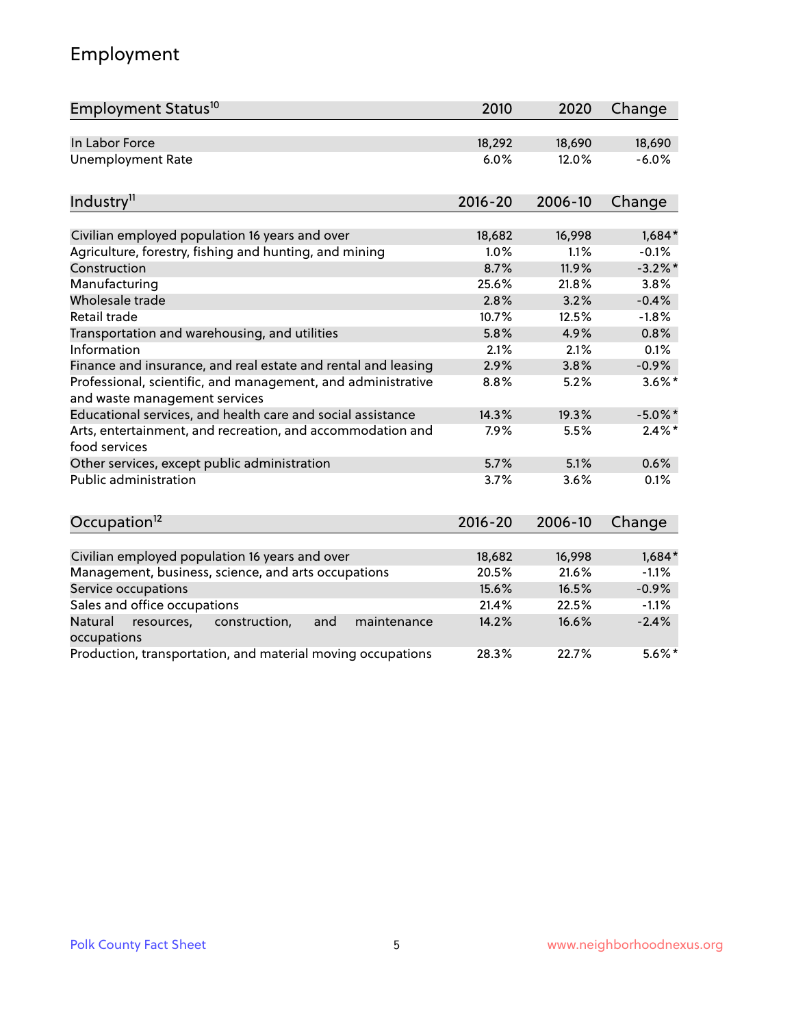# Employment

| Employment Status[10] | 2010 | 2020 | Change |
|---|---|---|---|
| In Labor Force | 18,292 | 18,690 | 18,690 |
| Unemployment Rate | 6.0% | 12.0% | -6.0% |

| Industry[11] | 2016-20 | 2006-10 | Change |
|---|---|---|---|
| Civilian employed population 16 years and over | 18,682 | 16,998 | 1,684* |
| Agriculture, forestry, fishing and hunting, and mining | 1.0% | 1.1% | -0.1% |
| Construction | 8.7% | 11.9% | -3.2%* |
| Manufacturing | 25.6% | 21.8% | 3.8% |
| Wholesale trade | 2.8% | 3.2% | -0.4% |
| Retail trade | 10.7% | 12.5% | -1.8% |
| Transportation and warehousing, and utilities | 5.8% | 4.9% | 0.8% |
| Information | 2.1% | 2.1% | 0.1% |
| Finance and insurance, and real estate and rental and leasing | 2.9% | 3.8% | -0.9% |
| Professional, scientific, and management, and administrative and waste management services | 8.8% | 5.2% | 3.6%* |
| Educational services, and health care and social assistance | 14.3% | 19.3% | -5.0%* |
| Arts, entertainment, and recreation, and accommodation and food services | 7.9% | 5.5% | 2.4%* |
| Other services, except public administration | 5.7% | 5.1% | 0.6% |
| Public administration | 3.7% | 3.6% | 0.1% |

| Occupation[12] | 2016-20 | 2006-10 | Change |
|---|---|---|---|
| Civilian employed population 16 years and over | 18,682 | 16,998 | 1,684* |
| Management, business, science, and arts occupations | 20.5% | 21.6% | -1.1% |
| Service occupations | 15.6% | 16.5% | -0.9% |
| Sales and office occupations | 21.4% | 22.5% | -1.1% |
| Natural resources, construction, and maintenance occupations | 14.2% | 16.6% | -2.4% |
| Production, transportation, and material moving occupations | 28.3% | 22.7% | 5.6%* |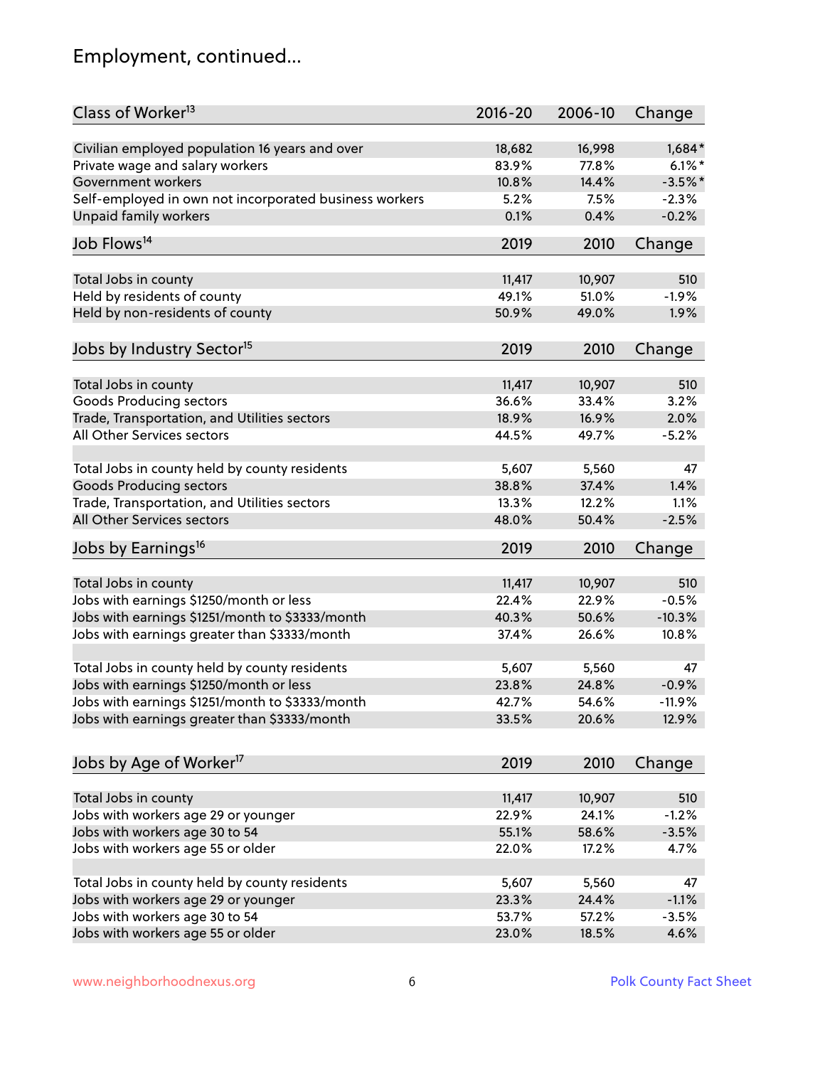# Employment, continued...

| Class of Worker[13] | 2016-20 | 2006-10 | Change |
|---|---|---|---|
| Civilian employed population 16 years and over | 18,682 | 16,998 | 1,684* |
| Private wage and salary workers | 83.9% | 77.8% | 6.1%* |
| Government workers | 10.8% | 14.4% | -3.5%* |
| Self-employed in own not incorporated business workers | 5.2% | 7.5% | -2.3% |
| Unpaid family workers | 0.1% | 0.4% | -0.2% |

| Job Flows[14] | 2019 | 2010 | Change |
|---|---|---|---|
| Total Jobs in county | 11,417 | 10,907 | 510 |
| Held by residents of county | 49.1% | 51.0% | -1.9% |
| Held by non-residents of county | 50.9% | 49.0% | 1.9% |

| Jobs by Industry Sector[15] | 2019 | 2010 | Change |
|---|---|---|---|
| Total Jobs in county | 11,417 | 10,907 | 510 |
| Goods Producing sectors | 36.6% | 33.4% | 3.2% |
| Trade, Transportation, and Utilities sectors | 18.9% | 16.9% | 2.0% |
| All Other Services sectors | 44.5% | 49.7% | -5.2% |
| | | | |
| Total Jobs in county held by county residents | 5,607 | 5,560 | 47 |
| Goods Producing sectors | 38.8% | 37.4% | 1.4% |
| Trade, Transportation, and Utilities sectors | 13.3% | 12.2% | 1.1% |
| All Other Services sectors | 48.0% | 50.4% | -2.5% |

| Jobs by Earnings[16] | 2019 | 2010 | Change |
|---|---|---|---|
| Total Jobs in county | 11,417 | 10,907 | 510 |
| Jobs with earnings $1250/month or less | 22.4% | 22.9% | -0.5% |
| Jobs with earnings $1251/month to $3333/month | 40.3% | 50.6% | -10.3% |
| Jobs with earnings greater than $3333/month | 37.4% | 26.6% | 10.8% |
| | | | |
| Total Jobs in county held by county residents | 5,607 | 5,560 | 47 |
| Jobs with earnings $1250/month or less | 23.8% | 24.8% | -0.9% |
| Jobs with earnings $1251/month to $3333/month | 42.7% | 54.6% | -11.9% |
| Jobs with earnings greater than $3333/month | 33.5% | 20.6% | 12.9% |

| Jobs by Age of Worker[17] | 2019 | 2010 | Change |
|---|---|---|---|
| Total Jobs in county | 11,417 | 10,907 | 510 |
| Jobs with workers age 29 or younger | 22.9% | 24.1% | -1.2% |
| Jobs with workers age 30 to 54 | 55.1% | 58.6% | -3.5% |
| Jobs with workers age 55 or older | 22.0% | 17.2% | 4.7% |
| | | | |
| Total Jobs in county held by county residents | 5,607 | 5,560 | 47 |
| Jobs with workers age 29 or younger | 23.3% | 24.4% | -1.1% |
| Jobs with workers age 30 to 54 | 53.7% | 57.2% | -3.5% |
| Jobs with workers age 55 or older | 23.0% | 18.5% | 4.6% |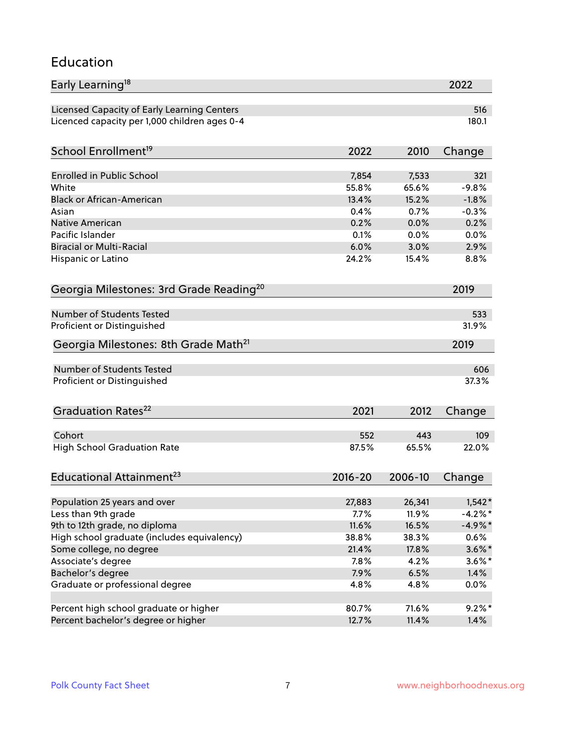## Education

| Early Learning[18] | 2022 |
|---|---|
| Licensed Capacity of Early Learning Centers | 516 |
| Licenced capacity per 1,000 children ages 0-4 | 180.1 |

| School Enrollment[19] | 2022 | 2010 | Change |
|---|---|---|---|
| Enrolled in Public School | 7,854 | 7,533 | 321 |
| White | 55.8% | 65.6% | -9.8% |
| Black or African-American | 13.4% | 15.2% | -1.8% |
| Asian | 0.4% | 0.7% | -0.3% |
| Native American | 0.2% | 0.0% | 0.2% |
| Pacific Islander | 0.1% | 0.0% | 0.0% |
| Biracial or Multi-Racial | 6.0% | 3.0% | 2.9% |
| Hispanic or Latino | 24.2% | 15.4% | 8.8% |

| Georgia Milestones: 3rd Grade Reading[20] | 2019 |
|---|---|
| Number of Students Tested | 533 |
| Proficient or Distinguished | 31.9% |

| Georgia Milestones: 8th Grade Math[21] | 2019 |
|---|---|
| Number of Students Tested | 606 |
| Proficient or Distinguished | 37.3% |

| Graduation Rates[22] | 2021 | 2012 | Change |
|---|---|---|---|
| Cohort | 552 | 443 | 109 |
| High School Graduation Rate | 87.5% | 65.5% | 22.0% |

| Educational Attainment[23] | 2016-20 | 2006-10 | Change |
|---|---|---|---|
| Population 25 years and over | 27,883 | 26,341 | 1,542* |
| Less than 9th grade | 7.7% | 11.9% | -4.2%* |
| 9th to 12th grade, no diploma | 11.6% | 16.5% | -4.9%* |
| High school graduate (includes equivalency) | 38.8% | 38.3% | 0.6% |
| Some college, no degree | 21.4% | 17.8% | 3.6%* |
| Associate's degree | 7.8% | 4.2% | 3.6%* |
| Bachelor's degree | 7.9% | 6.5% | 1.4% |
| Graduate or professional degree | 4.8% | 4.8% | 0.0% |
| | | | |
| Percent high school graduate or higher | 80.7% | 71.6% | 9.2%* |
| Percent bachelor's degree or higher | 12.7% | 11.4% | 1.4% |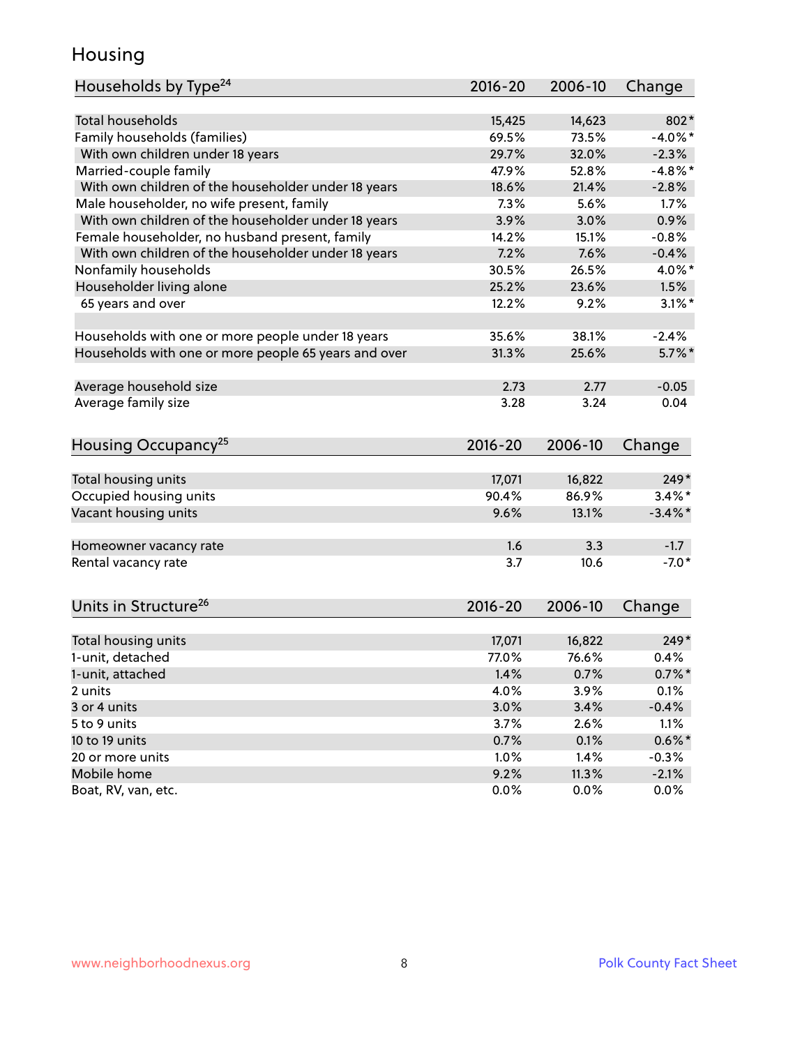# Housing

| Households by Type[24] | 2016-20 | 2006-10 | Change |
|---|---|---|---|
| Total households | 15,425 | 14,623 | 802* |
| Family households (families) | 69.5% | 73.5% | -4.0%* |
| With own children under 18 years | 29.7% | 32.0% | -2.3% |
| Married-couple family | 47.9% | 52.8% | -4.8%* |
| With own children of the householder under 18 years | 18.6% | 21.4% | -2.8% |
| Male householder, no wife present, family | 7.3% | 5.6% | 1.7% |
| With own children of the householder under 18 years | 3.9% | 3.0% | 0.9% |
| Female householder, no husband present, family | 14.2% | 15.1% | -0.8% |
| With own children of the householder under 18 years | 7.2% | 7.6% | -0.4% |
| Nonfamily households | 30.5% | 26.5% | 4.0%* |
| Householder living alone | 25.2% | 23.6% | 1.5% |
| 65 years and over | 12.2% | 9.2% | 3.1%* |
| | | | |
| Households with one or more people under 18 years | 35.6% | 38.1% | -2.4% |
| Households with one or more people 65 years and over | 31.3% | 25.6% | 5.7%* |
| | | | |
| Average household size | 2.73 | 2.77 | -0.05 |
| Average family size | 3.28 | 3.24 | 0.04 |

| Housing Occupancy[25] | 2016-20 | 2006-10 | Change |
|---|---|---|---|
| Total housing units | 17,071 | 16,822 | 249* |
| Occupied housing units | 90.4% | 86.9% | 3.4%* |
| Vacant housing units | 9.6% | 13.1% | -3.4%* |
| | | | |
| Homeowner vacancy rate | 1.6 | 3.3 | -1.7 |
| Rental vacancy rate | 3.7 | 10.6 | -7.0* |

| Units in Structure[26] | 2016-20 | 2006-10 | Change |
|---|---|---|---|
| Total housing units | 17,071 | 16,822 | 249* |
| 1-unit, detached | 77.0% | 76.6% | 0.4% |
| 1-unit, attached | 1.4% | 0.7% | 0.7%* |
| 2 units | 4.0% | 3.9% | 0.1% |
| 3 or 4 units | 3.0% | 3.4% | -0.4% |
| 5 to 9 units | 3.7% | 2.6% | 1.1% |
| 10 to 19 units | 0.7% | 0.1% | 0.6%* |
| 20 or more units | 1.0% | 1.4% | -0.3% |
| Mobile home | 9.2% | 11.3% | -2.1% |
| Boat, RV, van, etc. | 0.0% | 0.0% | 0.0% |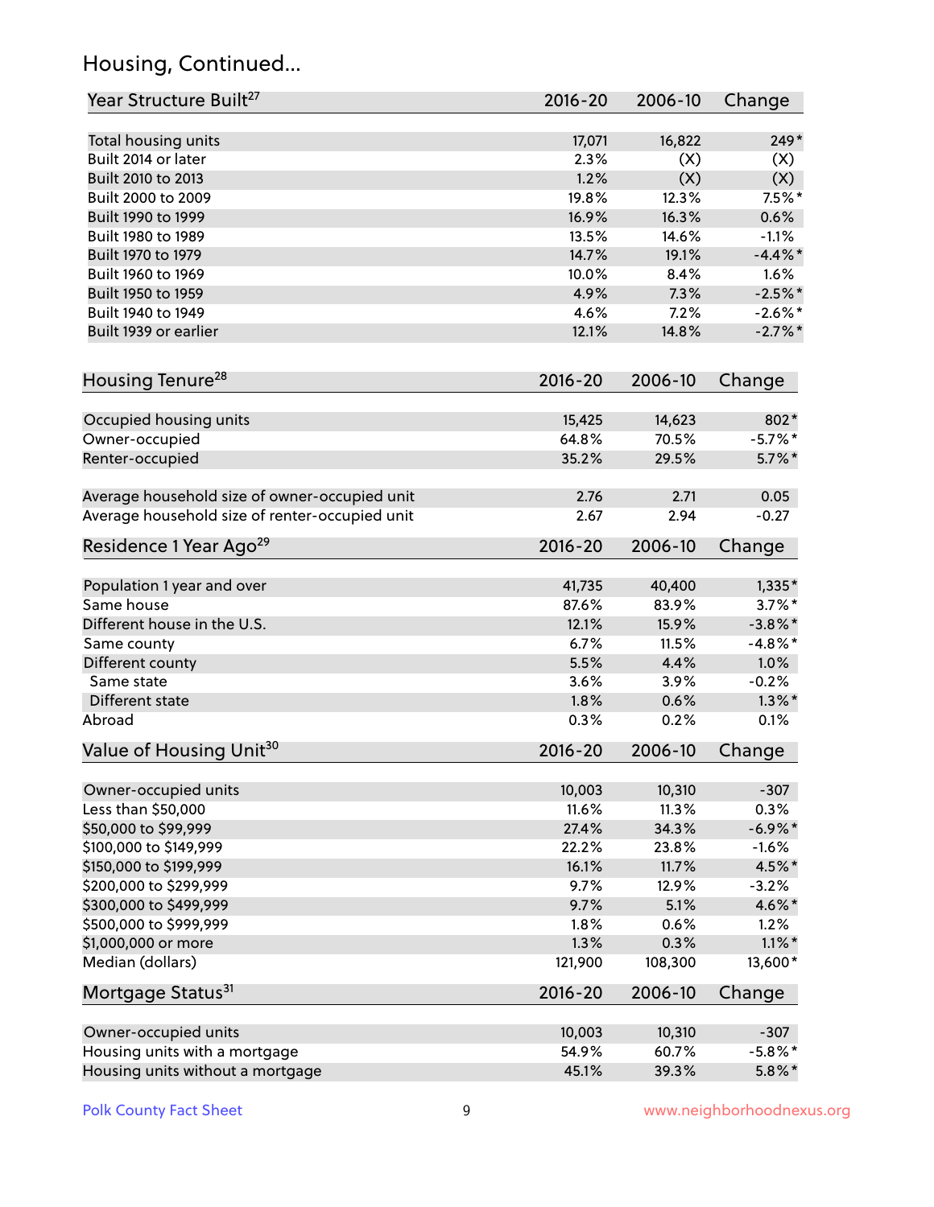## Housing, Continued...

| Year Structure Built[27] | 2016-20 | 2006-10 | Change |
|---|---|---|---|
| Total housing units | 17,071 | 16,822 | 249* |
| Built 2014 or later | 2.3% | (X) | (X) |
| Built 2010 to 2013 | 1.2% | (X) | (X) |
| Built 2000 to 2009 | 19.8% | 12.3% | 7.5%* |
| Built 1990 to 1999 | 16.9% | 16.3% | 0.6% |
| Built 1980 to 1989 | 13.5% | 14.6% | -1.1% |
| Built 1970 to 1979 | 14.7% | 19.1% | -4.4%* |
| Built 1960 to 1969 | 10.0% | 8.4% | 1.6% |
| Built 1950 to 1959 | 4.9% | 7.3% | -2.5%* |
| Built 1940 to 1949 | 4.6% | 7.2% | -2.6%* |
| Built 1939 or earlier | 12.1% | 14.8% | -2.7%* |

| Housing Tenure[28] | 2016-20 | 2006-10 | Change |
|---|---|---|---|
| Occupied housing units | 15,425 | 14,623 | 802* |
| Owner-occupied | 64.8% | 70.5% | -5.7%* |
| Renter-occupied | 35.2% | 29.5% | 5.7%* |
| Average household size of owner-occupied unit | 2.76 | 2.71 | 0.05 |
| Average household size of renter-occupied unit | 2.67 | 2.94 | -0.27 |

| Residence 1 Year Ago[29] | 2016-20 | 2006-10 | Change |
|---|---|---|---|
| Population 1 year and over | 41,735 | 40,400 | 1,335* |
| Same house | 87.6% | 83.9% | 3.7%* |
| Different house in the U.S. | 12.1% | 15.9% | -3.8%* |
| Same county | 6.7% | 11.5% | -4.8%* |
| Different county | 5.5% | 4.4% | 1.0% |
| Same state | 3.6% | 3.9% | -0.2% |
| Different state | 1.8% | 0.6% | 1.3%* |
| Abroad | 0.3% | 0.2% | 0.1% |

| Value of Housing Unit[30] | 2016-20 | 2006-10 | Change |
|---|---|---|---|
| Owner-occupied units | 10,003 | 10,310 | -307 |
| Less than $50,000 | 11.6% | 11.3% | 0.3% |
| $50,000 to $99,999 | 27.4% | 34.3% | -6.9%* |
| $100,000 to $149,999 | 22.2% | 23.8% | -1.6% |
| $150,000 to $199,999 | 16.1% | 11.7% | 4.5%* |
| $200,000 to $299,999 | 9.7% | 12.9% | -3.2% |
| $300,000 to $499,999 | 9.7% | 5.1% | 4.6%* |
| $500,000 to $999,999 | 1.8% | 0.6% | 1.2% |
| $1,000,000 or more | 1.3% | 0.3% | 1.1%* |
| Median (dollars) | 121,900 | 108,300 | 13,600* |

| Mortgage Status[31] | 2016-20 | 2006-10 | Change |
|---|---|---|---|
| Owner-occupied units | 10,003 | 10,310 | -307 |
| Housing units with a mortgage | 54.9% | 60.7% | -5.8%* |
| Housing units without a mortgage | 45.1% | 39.3% | 5.8%* |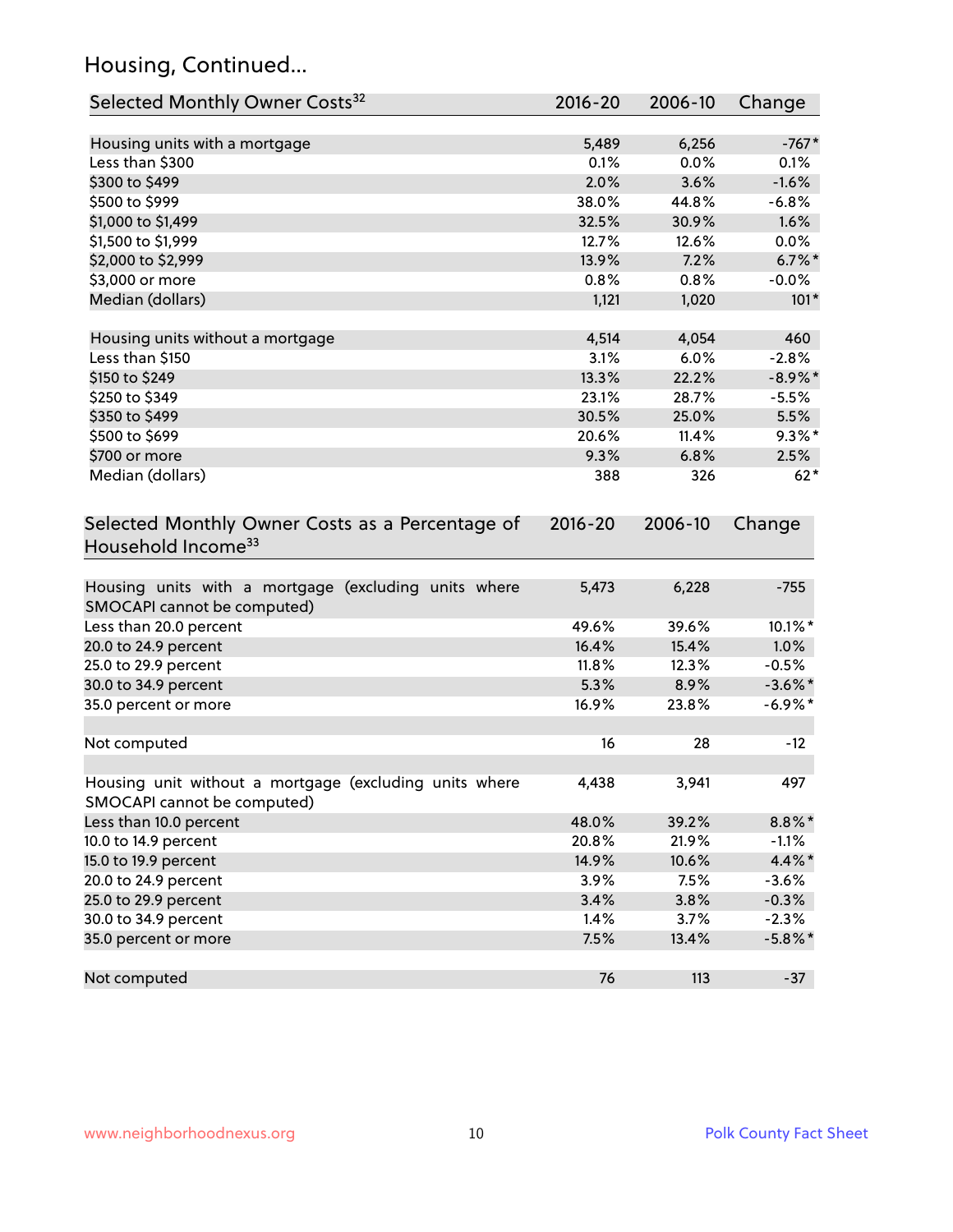## Housing, Continued...

| Selected Monthly Owner Costs[32] | 2016-20 | 2006-10 | Change |
|---|---|---|---|
| Housing units with a mortgage | 5,489 | 6,256 | -767* |
| Less than $300 | 0.1% | 0.0% | 0.1% |
| $300 to $499 | 2.0% | 3.6% | -1.6% |
| $500 to $999 | 38.0% | 44.8% | -6.8% |
| $1,000 to $1,499 | 32.5% | 30.9% | 1.6% |
| $1,500 to $1,999 | 12.7% | 12.6% | 0.0% |
| $2,000 to $2,999 | 13.9% | 7.2% | 6.7%* |
| $3,000 or more | 0.8% | 0.8% | -0.0% |
| Median (dollars) | 1,121 | 1,020 | 101* |
| | | | |
| Housing units without a mortgage | 4,514 | 4,054 | 460 |
| Less than $150 | 3.1% | 6.0% | -2.8% |
| $150 to $249 | 13.3% | 22.2% | -8.9%* |
| $250 to $349 | 23.1% | 28.7% | -5.5% |
| $350 to $499 | 30.5% | 25.0% | 5.5% |
| $500 to $699 | 20.6% | 11.4% | 9.3%* |
| $700 or more | 9.3% | 6.8% | 2.5% |
| Median (dollars) | 388 | 326 | 62* |

| Selected Monthly Owner Costs as a Percentage of Household Income[33] | 2016-20 | 2006-10 | Change |
|---|---|---|---|
| Housing units with a mortgage (excluding units where SMOCAPI cannot be computed) | 5,473 | 6,228 | -755 |
| Less than 20.0 percent | 49.6% | 39.6% | 10.1%* |
| 20.0 to 24.9 percent | 16.4% | 15.4% | 1.0% |
| 25.0 to 29.9 percent | 11.8% | 12.3% | -0.5% |
| 30.0 to 34.9 percent | 5.3% | 8.9% | -3.6%* |
| 35.0 percent or more | 16.9% | 23.8% | -6.9%* |
| | | | |
| Not computed | 16 | 28 | -12 |
| | | | |
| Housing unit without a mortgage (excluding units where SMOCAPI cannot be computed) | 4,438 | 3,941 | 497 |
| Less than 10.0 percent | 48.0% | 39.2% | 8.8%* |
| 10.0 to 14.9 percent | 20.8% | 21.9% | -1.1% |
| 15.0 to 19.9 percent | 14.9% | 10.6% | 4.4%* |
| 20.0 to 24.9 percent | 3.9% | 7.5% | -3.6% |
| 25.0 to 29.9 percent | 3.4% | 3.8% | -0.3% |
| 30.0 to 34.9 percent | 1.4% | 3.7% | -2.3% |
| 35.0 percent or more | 7.5% | 13.4% | -5.8%* |
| | | | |
| Not computed | 76 | 113 | -37 |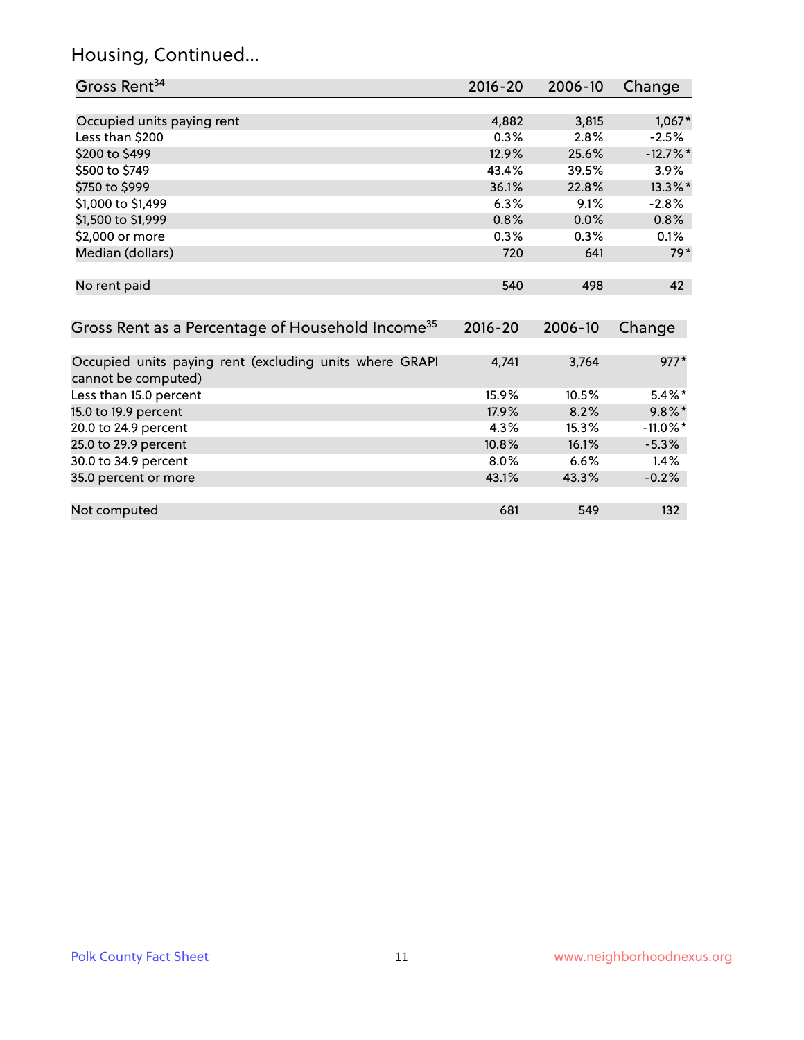# Housing, Continued...

| Gross Rent[34] | 2016-20 | 2006-10 | Change |
|---|---|---|---|
| Occupied units paying rent | 4,882 | 3,815 | 1,067* |
| Less than $200 | 0.3% | 2.8% | -2.5% |
| $200 to $499 | 12.9% | 25.6% | -12.7%* |
| $500 to $749 | 43.4% | 39.5% | 3.9% |
| $750 to $999 | 36.1% | 22.8% | 13.3%* |
| $1,000 to $1,499 | 6.3% | 9.1% | -2.8% |
| $1,500 to $1,999 | 0.8% | 0.0% | 0.8% |
| $2,000 or more | 0.3% | 0.3% | 0.1% |
| Median (dollars) | 720 | 641 | 79* |
| No rent paid | 540 | 498 | 42 |

| Gross Rent as a Percentage of Household Income[35] | 2016-20 | 2006-10 | Change |
|---|---|---|---|
| Occupied units paying rent (excluding units where GRAPI cannot be computed) | 4,741 | 3,764 | 977* |
| Less than 15.0 percent | 15.9% | 10.5% | 5.4%* |
| 15.0 to 19.9 percent | 17.9% | 8.2% | 9.8%* |
| 20.0 to 24.9 percent | 4.3% | 15.3% | -11.0%* |
| 25.0 to 29.9 percent | 10.8% | 16.1% | -5.3% |
| 30.0 to 34.9 percent | 8.0% | 6.6% | 1.4% |
| 35.0 percent or more | 43.1% | 43.3% | -0.2% |
| Not computed | 681 | 549 | 132 |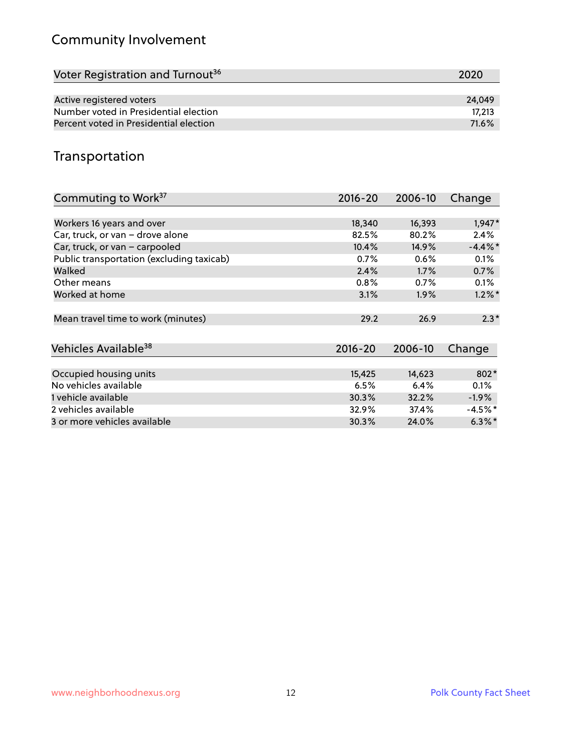## Community Involvement

| Voter Registration and Turnout[36] | 2020 |
|---|---|
| Active registered voters | 24,049 |
| Number voted in Presidential election | 17,213 |
| Percent voted in Presidential election | 71.6% |

## Transportation

| Commuting to Work[37] | 2016-20 | 2006-10 | Change |
|---|---|---|---|
| Workers 16 years and over | 18,340 | 16,393 | 1,947* |
| Car, truck, or van – drove alone | 82.5% | 80.2% | 2.4% |
| Car, truck, or van – carpooled | 10.4% | 14.9% | -4.4%* |
| Public transportation (excluding taxicab) | 0.7% | 0.6% | 0.1% |
| Walked | 2.4% | 1.7% | 0.7% |
| Other means | 0.8% | 0.7% | 0.1% |
| Worked at home | 3.1% | 1.9% | 1.2%* |
| Mean travel time to work (minutes) | 29.2 | 26.9 | 2.3* |

| Vehicles Available[38] | 2016-20 | 2006-10 | Change |
|---|---|---|---|
| Occupied housing units | 15,425 | 14,623 | 802* |
| No vehicles available | 6.5% | 6.4% | 0.1% |
| 1 vehicle available | 30.3% | 32.2% | -1.9% |
| 2 vehicles available | 32.9% | 37.4% | -4.5%* |
| 3 or more vehicles available | 30.3% | 24.0% | 6.3%* |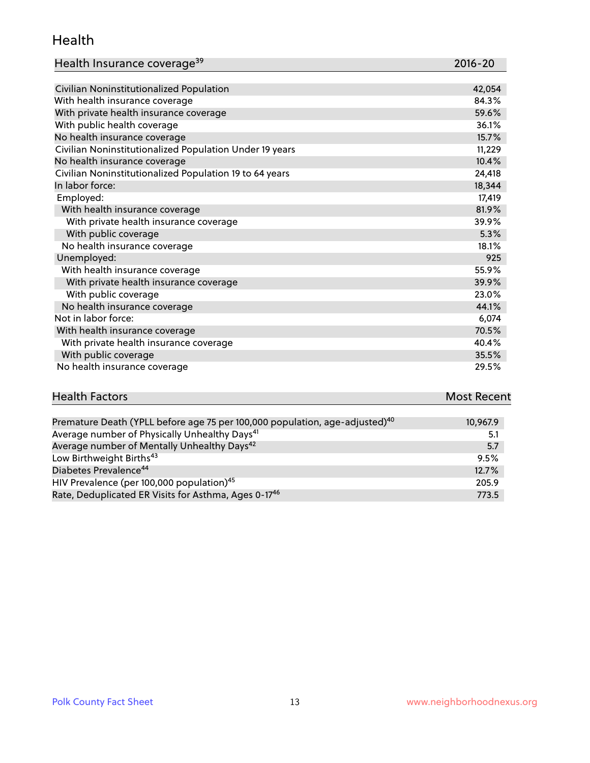## Health

| Health Insurance coverage[39] | 2016-20 |
| --- | --- |
| Civilian Noninstitutionalized Population | 42,054 |
| With health insurance coverage | 84.3% |
| With private health insurance coverage | 59.6% |
| With public health coverage | 36.1% |
| No health insurance coverage | 15.7% |
| Civilian Noninstitutionalized Population Under 19 years | 11,229 |
| No health insurance coverage | 10.4% |
| Civilian Noninstitutionalized Population 19 to 64 years | 24,418 |
| In labor force: | 18,344 |
| Employed: | 17,419 |
| With health insurance coverage | 81.9% |
| With private health insurance coverage | 39.9% |
| With public coverage | 5.3% |
| No health insurance coverage | 18.1% |
| Unemployed: | 925 |
| With health insurance coverage | 55.9% |
| With private health insurance coverage | 39.9% |
| With public coverage | 23.0% |
| No health insurance coverage | 44.1% |
| Not in labor force: | 6,074 |
| With health insurance coverage | 70.5% |
| With private health insurance coverage | 40.4% |
| With public coverage | 35.5% |
| No health insurance coverage | 29.5% |

| Health Factors | Most Recent |
| --- | --- |
| Premature Death (YPLL before age 75 per 100,000 population, age-adjusted)[40] | 10,967.9 |
| Average number of Physically Unhealthy Days[41] | 5.1 |
| Average number of Mentally Unhealthy Days[42] | 5.7 |
| Low Birthweight Births[43] | 9.5% |
| Diabetes Prevalence[44] | 12.7% |
| HIV Prevalence (per 100,000 population)[45] | 205.9 |
| Rate, Deduplicated ER Visits for Asthma, Ages 0-17[46] | 773.5 |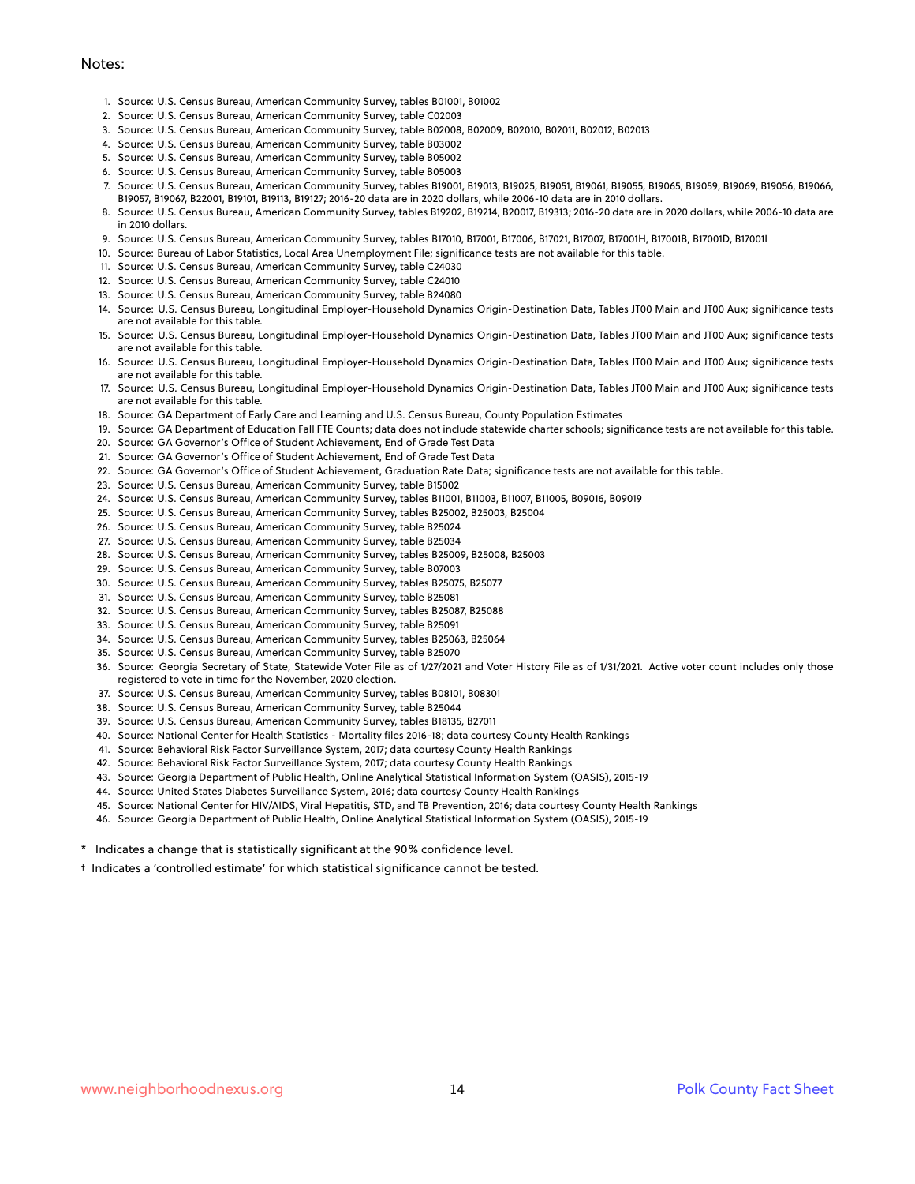Notes:

1. Source: U.S. Census Bureau, American Community Survey, tables B01001, B01002
2. Source: U.S. Census Bureau, American Community Survey, table C02003
3. Source: U.S. Census Bureau, American Community Survey, table B02008, B02009, B02010, B02011, B02012, B02013
4. Source: U.S. Census Bureau, American Community Survey, table B03002
5. Source: U.S. Census Bureau, American Community Survey, table B05002
6. Source: U.S. Census Bureau, American Community Survey, table B05003
7. Source: U.S. Census Bureau, American Community Survey, tables B19001, B19013, B19025, B19051, B19061, B19055, B19065, B19059, B19069, B19056, B19066, B19057, B19067, B22001, B19101, B19113, B19127; 2016-20 data are in 2020 dollars, while 2006-10 data are in 2010 dollars.
8. Source: U.S. Census Bureau, American Community Survey, tables B19202, B19214, B20017, B19313; 2016-20 data are in 2020 dollars, while 2006-10 data are in 2010 dollars.
9. Source: U.S. Census Bureau, American Community Survey, tables B17010, B17001, B17006, B17021, B17007, B17001H, B17001B, B17001D, B17001I
10. Source: Bureau of Labor Statistics, Local Area Unemployment File; significance tests are not available for this table.
11. Source: U.S. Census Bureau, American Community Survey, table C24030
12. Source: U.S. Census Bureau, American Community Survey, table C24010
13. Source: U.S. Census Bureau, American Community Survey, table B24080
14. Source: U.S. Census Bureau, Longitudinal Employer-Household Dynamics Origin-Destination Data, Tables JT00 Main and JT00 Aux; significance tests are not available for this table.
15. Source: U.S. Census Bureau, Longitudinal Employer-Household Dynamics Origin-Destination Data, Tables JT00 Main and JT00 Aux; significance tests are not available for this table.
16. Source: U.S. Census Bureau, Longitudinal Employer-Household Dynamics Origin-Destination Data, Tables JT00 Main and JT00 Aux; significance tests are not available for this table.
17. Source: U.S. Census Bureau, Longitudinal Employer-Household Dynamics Origin-Destination Data, Tables JT00 Main and JT00 Aux; significance tests are not available for this table.
18. Source: GA Department of Early Care and Learning and U.S. Census Bureau, County Population Estimates
19. Source: GA Department of Education Fall FTE Counts; data does not include statewide charter schools; significance tests are not available for this table.
20. Source: GA Governor's Office of Student Achievement, End of Grade Test Data
21. Source: GA Governor's Office of Student Achievement, End of Grade Test Data
22. Source: GA Governor's Office of Student Achievement, Graduation Rate Data; significance tests are not available for this table.
23. Source: U.S. Census Bureau, American Community Survey, table B15002
24. Source: U.S. Census Bureau, American Community Survey, tables B11001, B11003, B11007, B11005, B09016, B09019
25. Source: U.S. Census Bureau, American Community Survey, tables B25002, B25003, B25004
26. Source: U.S. Census Bureau, American Community Survey, table B25024
27. Source: U.S. Census Bureau, American Community Survey, table B25034
28. Source: U.S. Census Bureau, American Community Survey, tables B25009, B25008, B25003
29. Source: U.S. Census Bureau, American Community Survey, table B07003
30. Source: U.S. Census Bureau, American Community Survey, tables B25075, B25077
31. Source: U.S. Census Bureau, American Community Survey, table B25081
32. Source: U.S. Census Bureau, American Community Survey, tables B25087, B25088
33. Source: U.S. Census Bureau, American Community Survey, table B25091
34. Source: U.S. Census Bureau, American Community Survey, tables B25063, B25064
35. Source: U.S. Census Bureau, American Community Survey, table B25070
36. Source: Georgia Secretary of State, Statewide Voter File as of 1/27/2021 and Voter History File as of 1/31/2021. Active voter count includes only those registered to vote in time for the November, 2020 election.
37. Source: U.S. Census Bureau, American Community Survey, tables B08101, B08301
38. Source: U.S. Census Bureau, American Community Survey, table B25044
39. Source: U.S. Census Bureau, American Community Survey, tables B18135, B27011
40. Source: National Center for Health Statistics - Mortality files 2016-18; data courtesy County Health Rankings
41. Source: Behavioral Risk Factor Surveillance System, 2017; data courtesy County Health Rankings
42. Source: Behavioral Risk Factor Surveillance System, 2017; data courtesy County Health Rankings
43. Source: Georgia Department of Public Health, Online Analytical Statistical Information System (OASIS), 2015-19
44. Source: United States Diabetes Surveillance System, 2016; data courtesy County Health Rankings
45. Source: National Center for HIV/AIDS, Viral Hepatitis, STD, and TB Prevention, 2016; data courtesy County Health Rankings
46. Source: Georgia Department of Public Health, Online Analytical Statistical Information System (OASIS), 2015-19

\* Indicates a change that is statistically significant at the 90% confidence level.

† Indicates a 'controlled estimate' for which statistical significance cannot be tested.